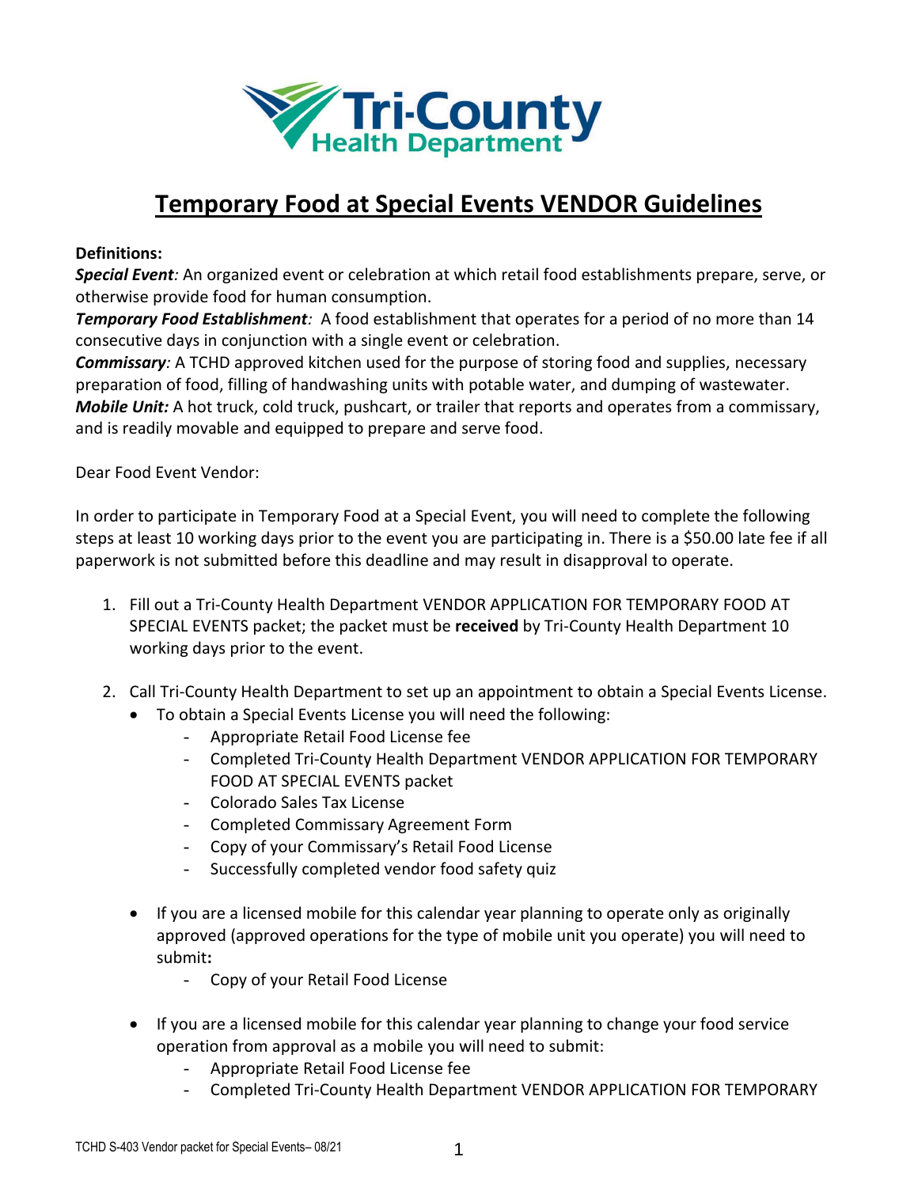# Temporary Food at Special Events VENDOR Guidelines

**Definitions:**

***Special Event****:* An organized event or celebration at which retail food establishments prepare, serve, or otherwise provide food for human consumption.

***Temporary Food Establishment****:* A food establishment that operates for a period of no more than 14 consecutive days in conjunction with a single event or celebration.

***Commissary****:* A TCHD approved kitchen used for the purpose of storing food and supplies, necessary preparation of food, filling of handwashing units with potable water, and dumping of wastewater.

***Mobile Unit:*** A hot truck, cold truck, pushcart, or trailer that reports and operates from a commissary, and is readily movable and equipped to prepare and serve food.

Dear Food Event Vendor:

In order to participate in Temporary Food at a Special Event, you will need to complete the following steps at least 10 working days prior to the event you are participating in. There is a $50.00 late fee if all paperwork is not submitted before this deadline and may result in disapproval to operate.

1. Fill out a Tri-County Health Department VENDOR APPLICATION FOR TEMPORARY FOOD AT SPECIAL EVENTS packet; the packet must be **received** by Tri-County Health Department 10 working days prior to the event.

2. Call Tri-County Health Department to set up an appointment to obtain a Special Events License.
   - To obtain a Special Events License you will need the following:
     - Appropriate Retail Food License fee
     - Completed Tri-County Health Department VENDOR APPLICATION FOR TEMPORARY FOOD AT SPECIAL EVENTS packet
     - Colorado Sales Tax License
     - Completed Commissary Agreement Form
     - Copy of your Commissary's Retail Food License
     - Successfully completed vendor food safety quiz

   - If you are a licensed mobile for this calendar year planning to operate only as originally approved (approved operations for the type of mobile unit you operate) you will need to submit**:**
     - Copy of your Retail Food License

   - If you are a licensed mobile for this calendar year planning to change your food service operation from approval as a mobile you will need to submit:
     - Appropriate Retail Food License fee
     - Completed Tri-County Health Department VENDOR APPLICATION FOR TEMPORARY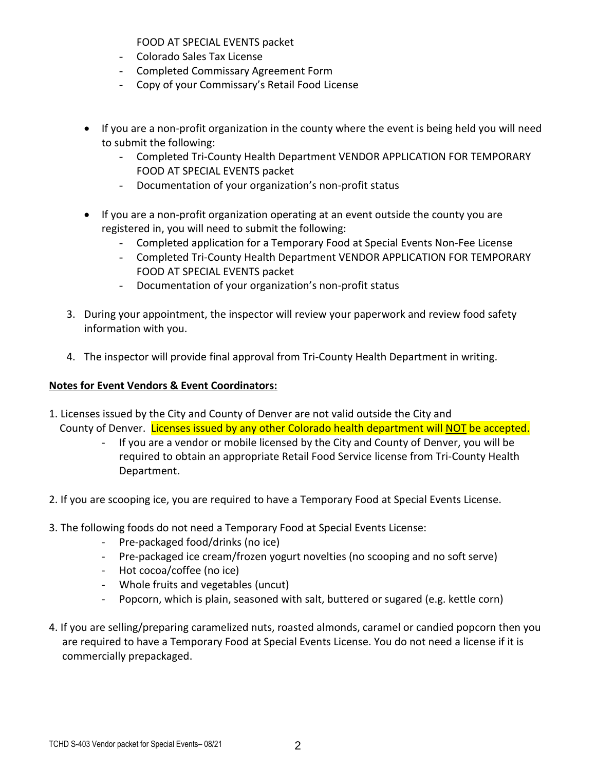FOOD AT SPECIAL EVENTS packet
  - Colorado Sales Tax License
  - Completed Commissary Agreement Form
  - Copy of your Commissary's Retail Food License

- If you are a non-profit organization in the county where the event is being held you will need to submit the following:
  - Completed Tri-County Health Department VENDOR APPLICATION FOR TEMPORARY FOOD AT SPECIAL EVENTS packet
  - Documentation of your organization's non-profit status

- If you are a non-profit organization operating at an event outside the county you are registered in, you will need to submit the following:
  - Completed application for a Temporary Food at Special Events Non-Fee License
  - Completed Tri-County Health Department VENDOR APPLICATION FOR TEMPORARY FOOD AT SPECIAL EVENTS packet
  - Documentation of your organization's non-profit status

3. During your appointment, the inspector will review your paperwork and review food safety information with you.

4. The inspector will provide final approval from Tri-County Health Department in writing.

**<u>Notes for Event Vendors & Event Coordinators:</u>**

1. Licenses issued by the City and County of Denver are not valid outside the City and County of Denver. Licenses issued by any other Colorado health department will <u>NOT</u> be accepted.
   - If you are a vendor or mobile licensed by the City and County of Denver, you will be required to obtain an appropriate Retail Food Service license from Tri-County Health Department.

2. If you are scooping ice, you are required to have a Temporary Food at Special Events License.

3. The following foods do not need a Temporary Food at Special Events License:
   - Pre-packaged food/drinks (no ice)
   - Pre-packaged ice cream/frozen yogurt novelties (no scooping and no soft serve)
   - Hot cocoa/coffee (no ice)
   - Whole fruits and vegetables (uncut)
   - Popcorn, which is plain, seasoned with salt, buttered or sugared (e.g. kettle corn)

4. If you are selling/preparing caramelized nuts, roasted almonds, caramel or candied popcorn then you are required to have a Temporary Food at Special Events License. You do not need a license if it is commercially prepackaged.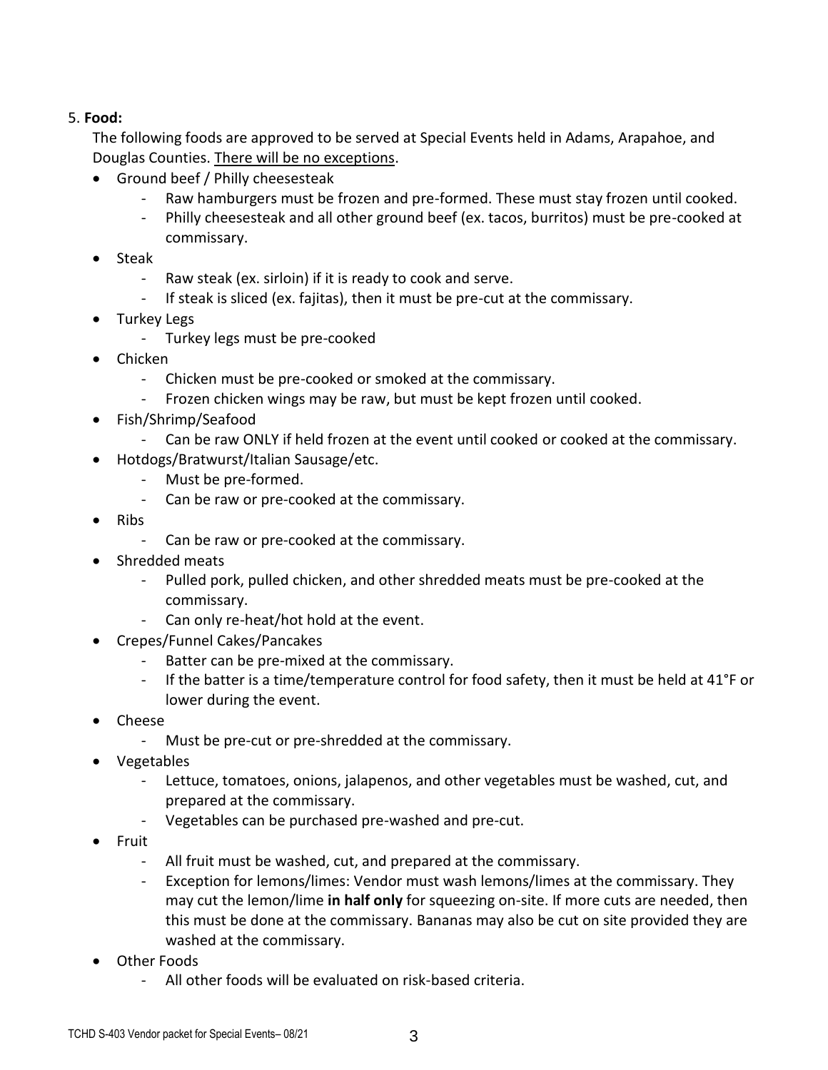5. **Food:**

The following foods are approved to be served at Special Events held in Adams, Arapahoe, and Douglas Counties. <u>There will be no exceptions</u>.

- Ground beef / Philly cheesesteak
  - Raw hamburgers must be frozen and pre-formed. These must stay frozen until cooked.
  - Philly cheesesteak and all other ground beef (ex. tacos, burritos) must be pre-cooked at commissary.
- Steak
  - Raw steak (ex. sirloin) if it is ready to cook and serve.
  - If steak is sliced (ex. fajitas), then it must be pre-cut at the commissary.
- Turkey Legs
  - Turkey legs must be pre-cooked
- Chicken
  - Chicken must be pre-cooked or smoked at the commissary.
  - Frozen chicken wings may be raw, but must be kept frozen until cooked.
- Fish/Shrimp/Seafood
  - Can be raw ONLY if held frozen at the event until cooked or cooked at the commissary.
- Hotdogs/Bratwurst/Italian Sausage/etc.
  - Must be pre-formed.
  - Can be raw or pre-cooked at the commissary.
- Ribs
  - Can be raw or pre-cooked at the commissary.
- Shredded meats
  - Pulled pork, pulled chicken, and other shredded meats must be pre-cooked at the commissary.
  - Can only re-heat/hot hold at the event.
- Crepes/Funnel Cakes/Pancakes
  - Batter can be pre-mixed at the commissary.
  - If the batter is a time/temperature control for food safety, then it must be held at 41°F or lower during the event.
- Cheese
  - Must be pre-cut or pre-shredded at the commissary.
- Vegetables
  - Lettuce, tomatoes, onions, jalapenos, and other vegetables must be washed, cut, and prepared at the commissary.
  - Vegetables can be purchased pre-washed and pre-cut.
- Fruit
  - All fruit must be washed, cut, and prepared at the commissary.
  - Exception for lemons/limes: Vendor must wash lemons/limes at the commissary. They may cut the lemon/lime **in half only** for squeezing on-site. If more cuts are needed, then this must be done at the commissary. Bananas may also be cut on site provided they are washed at the commissary.
- Other Foods
  - All other foods will be evaluated on risk-based criteria.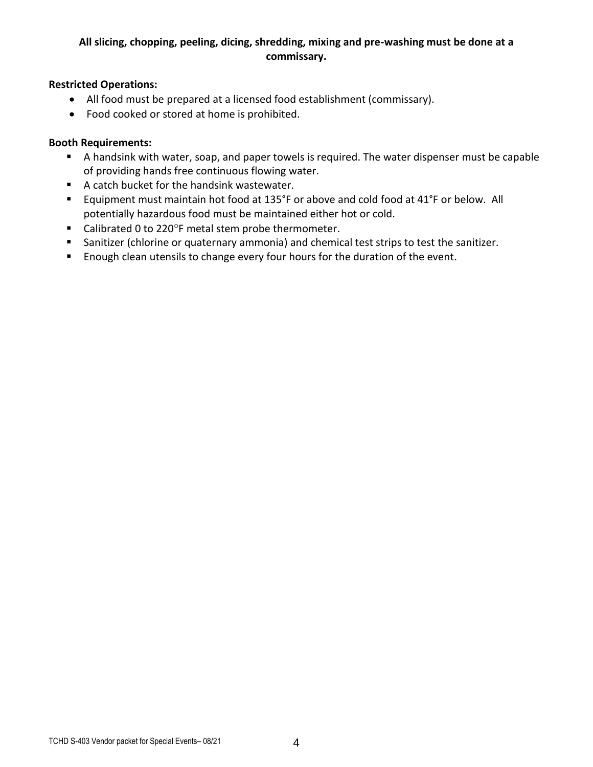**All slicing, chopping, peeling, dicing, shredding, mixing and pre-washing must be done at a commissary.**

**Restricted Operations:**

- All food must be prepared at a licensed food establishment (commissary).
- Food cooked or stored at home is prohibited.

**Booth Requirements:**

- A handsink with water, soap, and paper towels is required. The water dispenser must be capable of providing hands free continuous flowing water.
- A catch bucket for the handsink wastewater.
- Equipment must maintain hot food at 135°F or above and cold food at 41°F or below. All potentially hazardous food must be maintained either hot or cold.
- Calibrated 0 to 220°F metal stem probe thermometer.
- Sanitizer (chlorine or quaternary ammonia) and chemical test strips to test the sanitizer.
- Enough clean utensils to change every four hours for the duration of the event.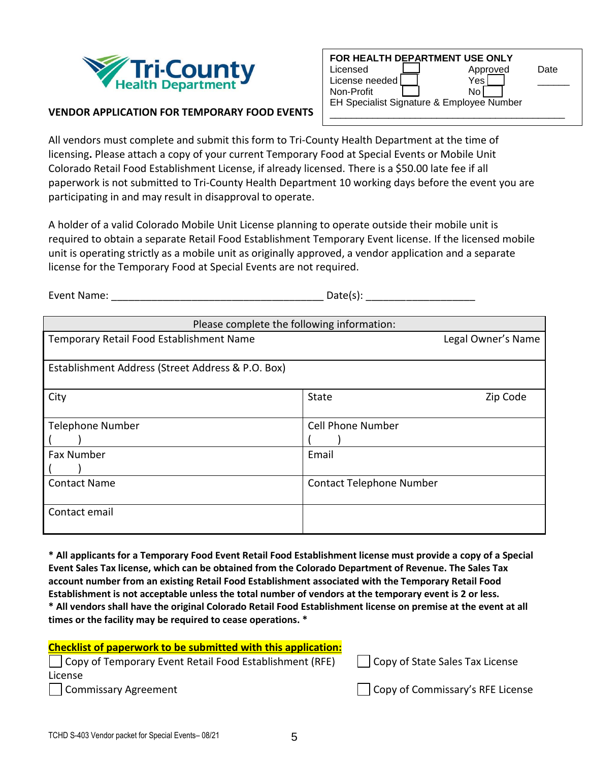Tri-County Health Department

| FOR HEALTH DEPARTMENT USE ONLY | | | | |
|---|---|---|---|---|
| Licensed | ☐ | Approved | | Date |
| License needed | ☐ | Yes | ☐ | ______ |
| Non-Profit | ☐ | No | ☐ | |
| EH Specialist Signature & Employee Number | | | | |
| ____________________________________________ | | | | |

**VENDOR APPLICATION FOR TEMPORARY FOOD EVENTS**

All vendors must complete and submit this form to Tri-County Health Department at the time of licensing**.** Please attach a copy of your current Temporary Food at Special Events or Mobile Unit Colorado Retail Food Establishment License, if already licensed. There is a $50.00 late fee if all paperwork is not submitted to Tri-County Health Department 10 working days before the event you are participating in and may result in disapproval to operate.

A holder of a valid Colorado Mobile Unit License planning to operate outside their mobile unit is required to obtain a separate Retail Food Establishment Temporary Event license. If the licensed mobile unit is operating strictly as a mobile unit as originally approved, a vendor application and a separate license for the Temporary Food at Special Events are not required.

Event Name: ____________________________________ Date(s): ___________________

| Please complete the following information: | |
|---|---|
| Temporary Retail Food Establishment Name | Legal Owner's Name |
| Establishment Address (Street Address & P.O. Box) | |
| City | State &nbsp;&nbsp;&nbsp;&nbsp;&nbsp;&nbsp; Zip Code |
| Telephone Number<br>(     ) | Cell Phone Number<br>(     ) |
| Fax Number<br>(     ) | Email |
| Contact Name | Contact Telephone Number |
| Contact email | |

**\* All applicants for a Temporary Food Event Retail Food Establishment license must provide a copy of a Special Event Sales Tax license, which can be obtained from the Colorado Department of Revenue. The Sales Tax account number from an existing Retail Food Establishment associated with the Temporary Retail Food Establishment is not acceptable unless the total number of vendors at the temporary event is 2 or less.**
**\* All vendors shall have the original Colorado Retail Food Establishment license on premise at the event at all times or the facility may be required to cease operations. \***

**Checklist of paperwork to be submitted with this application:**

- ☐ Copy of Temporary Event Retail Food Establishment (RFE) License
- ☐ Copy of State Sales Tax License
- ☐ Commissary Agreement
- ☐ Copy of Commissary's RFE License

TCHD S-403 Vendor packet for Special Events– 08/21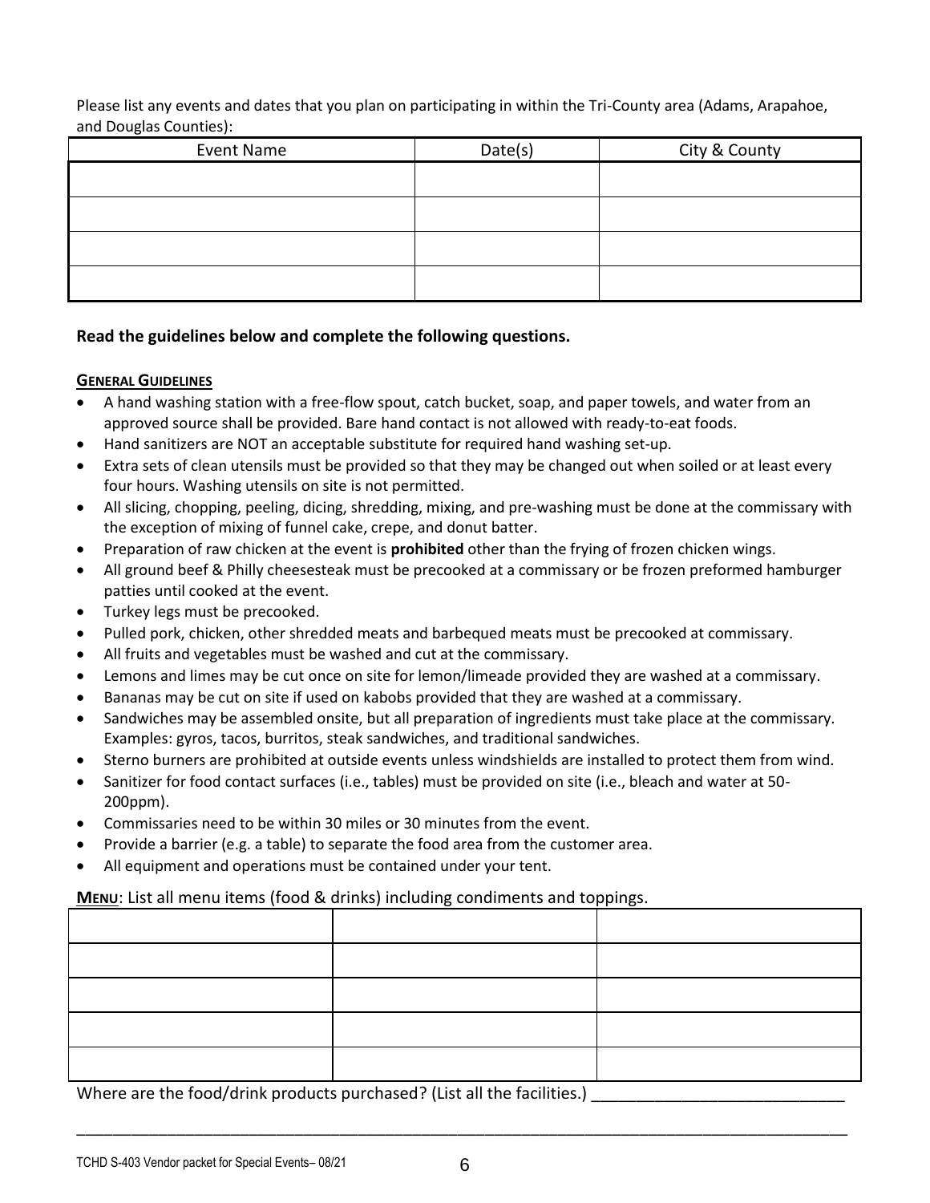Please list any events and dates that you plan on participating in within the Tri-County area (Adams, Arapahoe, and Douglas Counties):

| Event Name | Date(s) | City & County |
|---|---|---|
| | | |
| | | |
| | | |
| | | |

**Read the guidelines below and complete the following questions.**

**GENERAL GUIDELINES**

- A hand washing station with a free-flow spout, catch bucket, soap, and paper towels, and water from an approved source shall be provided. Bare hand contact is not allowed with ready-to-eat foods.
- Hand sanitizers are NOT an acceptable substitute for required hand washing set-up.
- Extra sets of clean utensils must be provided so that they may be changed out when soiled or at least every four hours. Washing utensils on site is not permitted.
- All slicing, chopping, peeling, dicing, shredding, mixing, and pre-washing must be done at the commissary with the exception of mixing of funnel cake, crepe, and donut batter.
- Preparation of raw chicken at the event is **prohibited** other than the frying of frozen chicken wings.
- All ground beef & Philly cheesesteak must be precooked at a commissary or be frozen preformed hamburger patties until cooked at the event.
- Turkey legs must be precooked.
- Pulled pork, chicken, other shredded meats and barbequed meats must be precooked at commissary.
- All fruits and vegetables must be washed and cut at the commissary.
- Lemons and limes may be cut once on site for lemon/limeade provided they are washed at a commissary.
- Bananas may be cut on site if used on kabobs provided that they are washed at a commissary.
- Sandwiches may be assembled onsite, but all preparation of ingredients must take place at the commissary. Examples: gyros, tacos, burritos, steak sandwiches, and traditional sandwiches.
- Sterno burners are prohibited at outside events unless windshields are installed to protect them from wind.
- Sanitizer for food contact surfaces (i.e., tables) must be provided on site (i.e., bleach and water at 50-200ppm).
- Commissaries need to be within 30 miles or 30 minutes from the event.
- Provide a barrier (e.g. a table) to separate the food area from the customer area.
- All equipment and operations must be contained under your tent.

**MENU**: List all menu items (food & drinks) including condiments and toppings.

| | | |
|---|---|---|
| | | |
| | | |
| | | |
| | | |
| | | |

Where are the food/drink products purchased? (List all the facilities.) ____________________________

______________________________________________________________________________________________

TCHD S-403 Vendor packet for Special Events– 08/21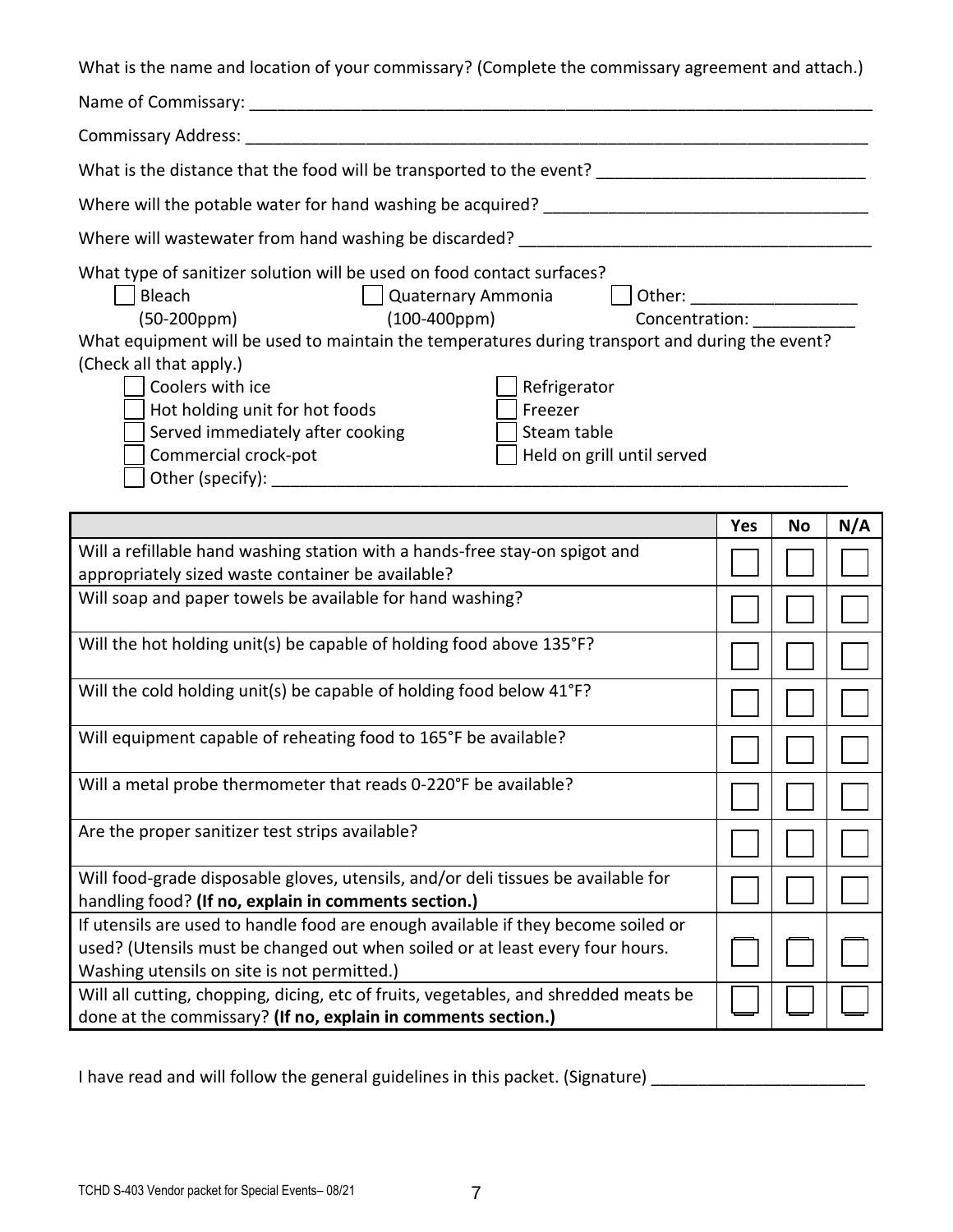What is the name and location of your commissary? (Complete the commissary agreement and attach.)

Name of Commissary: ______________________________________________________________________

Commissary Address: ______________________________________________________________________

What is the distance that the food will be transported to the event? _____________________________

Where will the potable water for hand washing be acquired? __________________________________

Where will wastewater from hand washing be discarded? _____________________________________

What type of sanitizer solution will be used on food contact surfaces?

- ☐ Bleach (50-200ppm)
- ☐ Quaternary Ammonia (100-400ppm)
- ☐ Other: __________________ Concentration: ___________

What equipment will be used to maintain the temperatures during transport and during the event? (Check all that apply.)

- ☐ Coolers with ice
- ☐ Hot holding unit for hot foods
- ☐ Served immediately after cooking
- ☐ Commercial crock-pot
- ☐ Refrigerator
- ☐ Freezer
- ☐ Steam table
- ☐ Held on grill until served
- ☐ Other (specify): ______________________________________________________________

| | Yes | No | N/A |
|---|---|---|---|
| Will a refillable hand washing station with a hands-free stay-on spigot and appropriately sized waste container be available? | ☐ | ☐ | ☐ |
| Will soap and paper towels be available for hand washing? | ☐ | ☐ | ☐ |
| Will the hot holding unit(s) be capable of holding food above 135°F? | ☐ | ☐ | ☐ |
| Will the cold holding unit(s) be capable of holding food below 41°F? | ☐ | ☐ | ☐ |
| Will equipment capable of reheating food to 165°F be available? | ☐ | ☐ | ☐ |
| Will a metal probe thermometer that reads 0-220°F be available? | ☐ | ☐ | ☐ |
| Are the proper sanitizer test strips available? | ☐ | ☐ | ☐ |
| Will food-grade disposable gloves, utensils, and/or deli tissues be available for handling food? **(If no, explain in comments section.)** | ☐ | ☐ | ☐ |
| If utensils are used to handle food are enough available if they become soiled or used? (Utensils must be changed out when soiled or at least every four hours. Washing utensils on site is not permitted.) | ☐ | ☐ | ☐ |
| Will all cutting, chopping, dicing, etc of fruits, vegetables, and shredded meats be done at the commissary? **(If no, explain in comments section.)** | ☐ | ☐ | ☐ |

I have read and will follow the general guidelines in this packet. (Signature) _______________________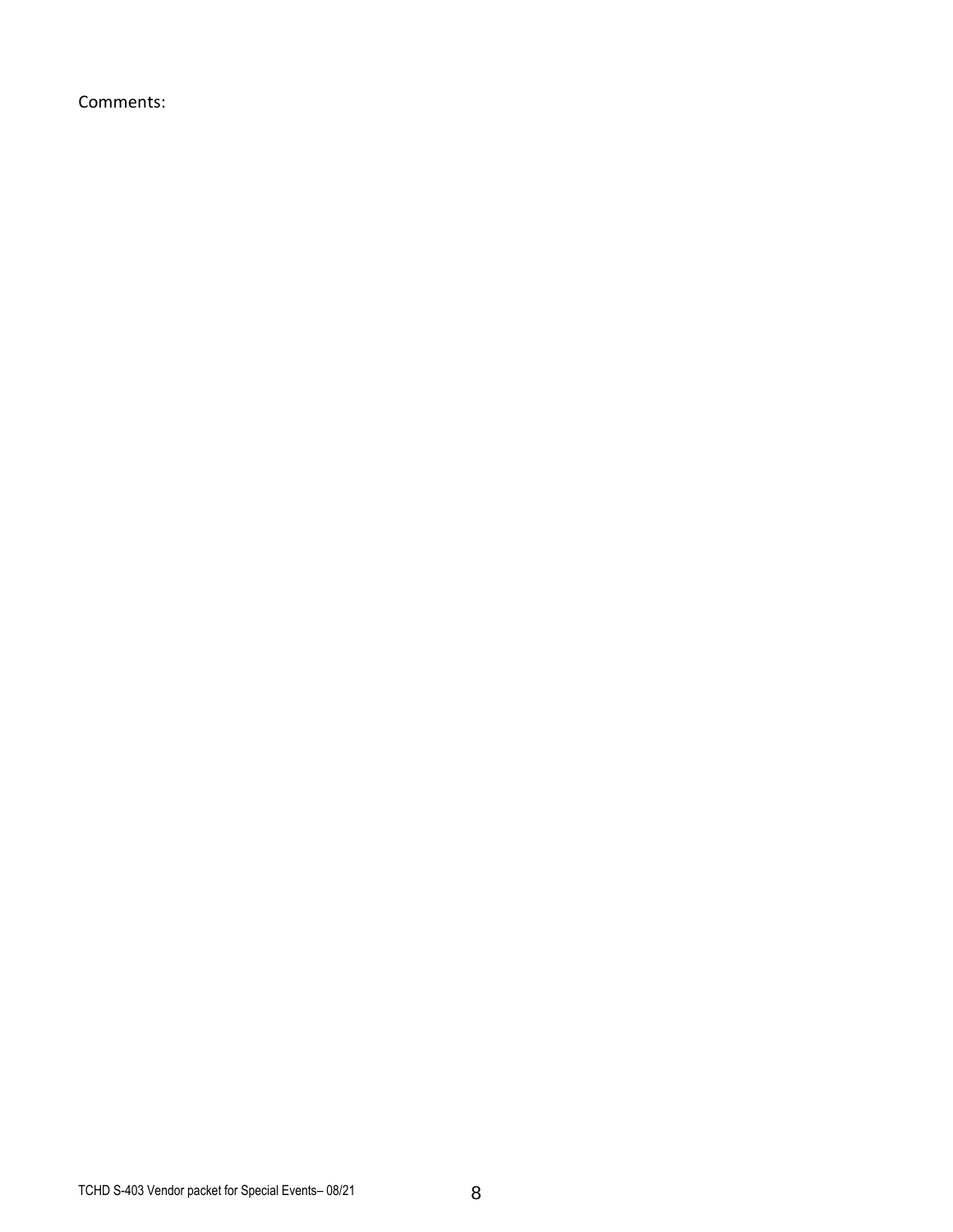Comments: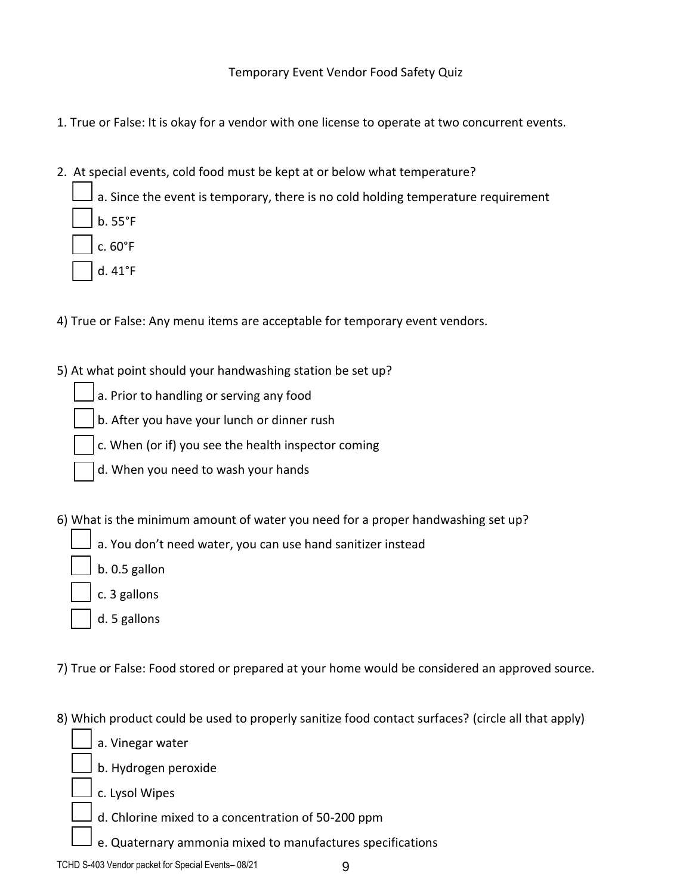Temporary Event Vendor Food Safety Quiz

1. True or False: It is okay for a vendor with one license to operate at two concurrent events.

2. At special events, cold food must be kept at or below what temperature?

- [ ] a. Since the event is temporary, there is no cold holding temperature requirement
- [ ] b. 55°F
- [ ] c. 60°F
- [ ] d. 41°F

4) True or False: Any menu items are acceptable for temporary event vendors.

5) At what point should your handwashing station be set up?

- [ ] a. Prior to handling or serving any food
- [ ] b. After you have your lunch or dinner rush
- [ ] c. When (or if) you see the health inspector coming
- [ ] d. When you need to wash your hands

6) What is the minimum amount of water you need for a proper handwashing set up?

- [ ] a. You don't need water, you can use hand sanitizer instead
- [ ] b. 0.5 gallon
- [ ] c. 3 gallons
- [ ] d. 5 gallons

7) True or False: Food stored or prepared at your home would be considered an approved source.

8) Which product could be used to properly sanitize food contact surfaces? (circle all that apply)

- [ ] a. Vinegar water
- [ ] b. Hydrogen peroxide
- [ ] c. Lysol Wipes
- [ ] d. Chlorine mixed to a concentration of 50-200 ppm
- [ ] e. Quaternary ammonia mixed to manufactures specifications

TCHD S-403 Vendor packet for Special Events– 08/21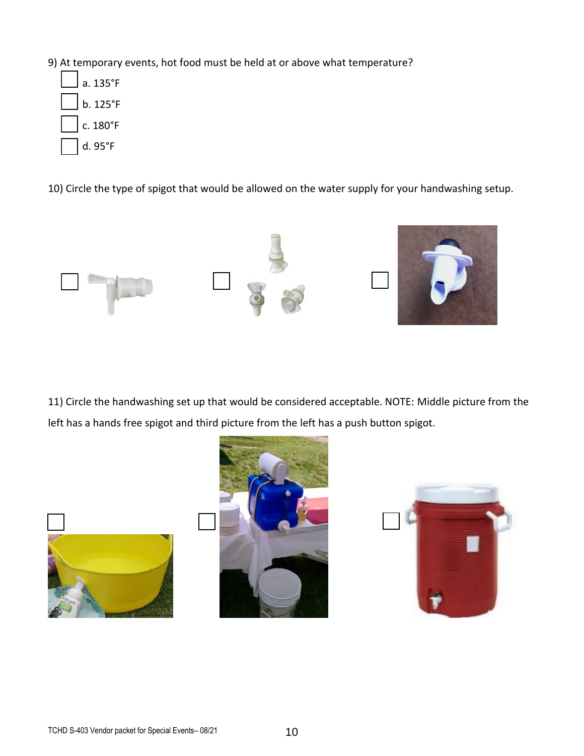9) At temporary events, hot food must be held at or above what temperature?

- [ ] a. 135°F
- [ ] b. 125°F
- [ ] c. 180°F
- [ ] d. 95°F

10) Circle the type of spigot that would be allowed on the water supply for your handwashing setup.

- [ ] 
- [ ] 
- [ ] 

11) Circle the handwashing set up that would be considered acceptable. NOTE: Middle picture from the left has a hands free spigot and third picture from the left has a push button spigot.

- [ ] 
- [ ] 
- [ ]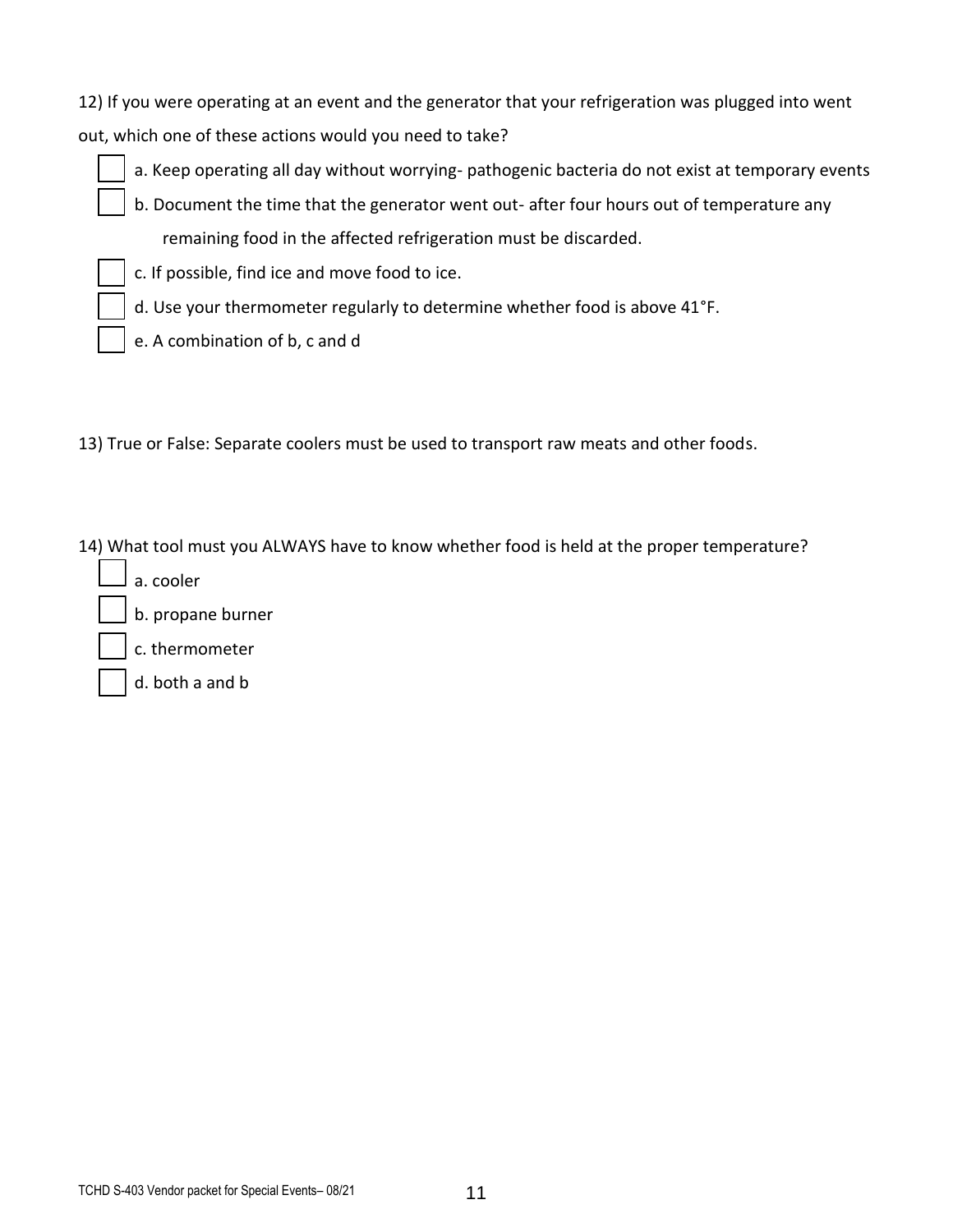12) If you were operating at an event and the generator that your refrigeration was plugged into went out, which one of these actions would you need to take?

- [ ] a. Keep operating all day without worrying- pathogenic bacteria do not exist at temporary events
- [ ] b. Document the time that the generator went out- after four hours out of temperature any remaining food in the affected refrigeration must be discarded.
- [ ] c. If possible, find ice and move food to ice.
- [ ] d. Use your thermometer regularly to determine whether food is above 41°F.
- [ ] e. A combination of b, c and d

13) True or False: Separate coolers must be used to transport raw meats and other foods.

14) What tool must you ALWAYS have to know whether food is held at the proper temperature?

- [ ] a. cooler
- [ ] b. propane burner
- [ ] c. thermometer
- [ ] d. both a and b